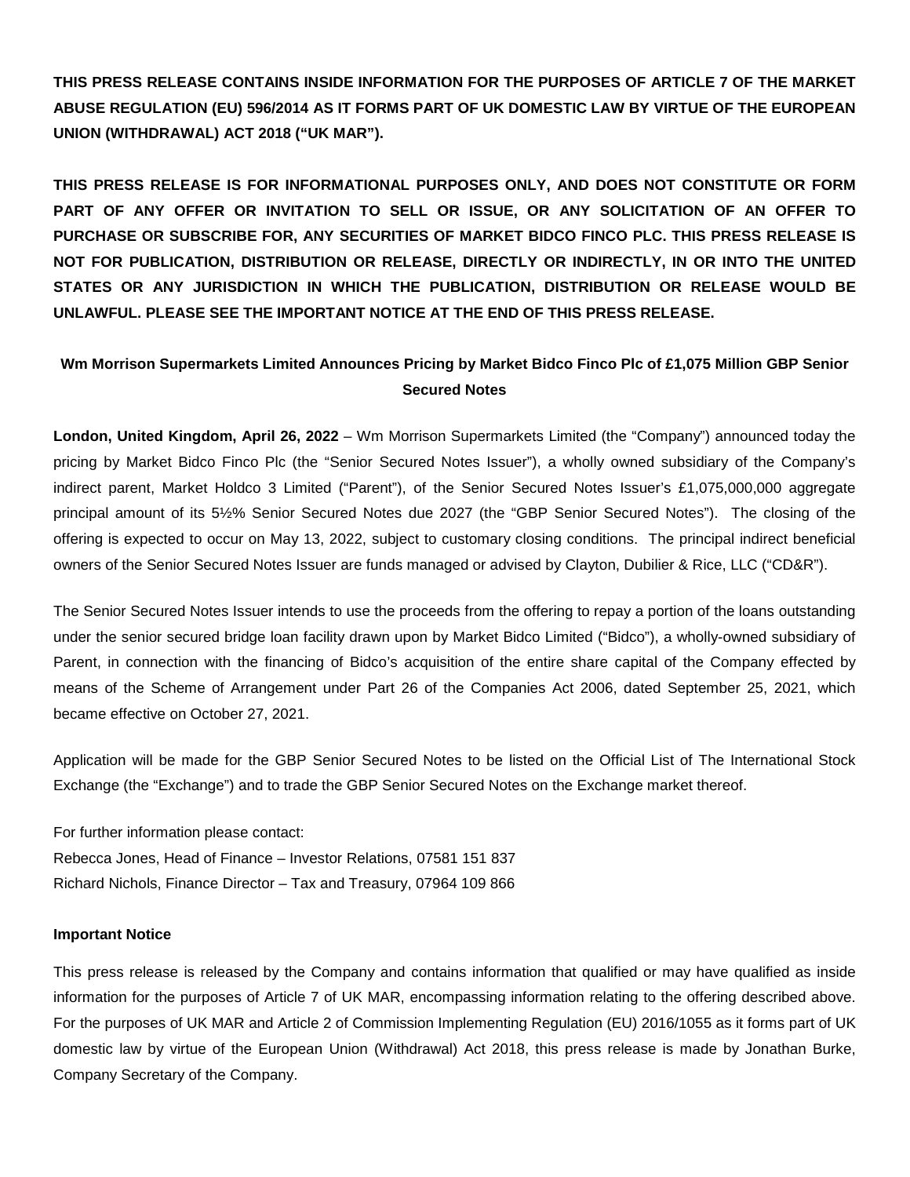**THIS PRESS RELEASE CONTAINS INSIDE INFORMATION FOR THE PURPOSES OF ARTICLE 7 OF THE MARKET ABUSE REGULATION (EU) 596/2014 AS IT FORMS PART OF UK DOMESTIC LAW BY VIRTUE OF THE EUROPEAN UNION (WITHDRAWAL) ACT 2018 ("UK MAR").**

**THIS PRESS RELEASE IS FOR INFORMATIONAL PURPOSES ONLY, AND DOES NOT CONSTITUTE OR FORM PART OF ANY OFFER OR INVITATION TO SELL OR ISSUE, OR ANY SOLICITATION OF AN OFFER TO PURCHASE OR SUBSCRIBE FOR, ANY SECURITIES OF MARKET BIDCO FINCO PLC. THIS PRESS RELEASE IS NOT FOR PUBLICATION, DISTRIBUTION OR RELEASE, DIRECTLY OR INDIRECTLY, IN OR INTO THE UNITED STATES OR ANY JURISDICTION IN WHICH THE PUBLICATION, DISTRIBUTION OR RELEASE WOULD BE UNLAWFUL. PLEASE SEE THE IMPORTANT NOTICE AT THE END OF THIS PRESS RELEASE.**

## Wm Morrison Supermarkets Limited Announces Pricing by Market Bidco Finco Plc of £1,075 Million GBP Senior Secured Notes

**London, United Kingdom, April 26, 2022** – Wm Morrison Supermarkets Limited (the "Company") announced today the pricing by Market Bidco Finco Plc (the "Senior Secured Notes Issuer"), a wholly owned subsidiary of the Company's indirect parent, Market Holdco 3 Limited ("Parent"), of the Senior Secured Notes Issuer's £1,075,000,000 aggregate principal amount of its 5½% Senior Secured Notes due 2027 (the "GBP Senior Secured Notes"). The closing of the offering is expected to occur on May 13, 2022, subject to customary closing conditions. The principal indirect beneficial owners of the Senior Secured Notes Issuer are funds managed or advised by Clayton, Dubilier & Rice, LLC ("CD&R").

The Senior Secured Notes Issuer intends to use the proceeds from the offering to repay a portion of the loans outstanding under the senior secured bridge loan facility drawn upon by Market Bidco Limited ("Bidco"), a wholly-owned subsidiary of Parent, in connection with the financing of Bidco's acquisition of the entire share capital of the Company effected by means of the Scheme of Arrangement under Part 26 of the Companies Act 2006, dated September 25, 2021, which became effective on October 27, 2021.

Application will be made for the GBP Senior Secured Notes to be listed on the Official List of The International Stock Exchange (the "Exchange") and to trade the GBP Senior Secured Notes on the Exchange market thereof.

For further information please contact:
Rebecca Jones, Head of Finance – Investor Relations, 07581 151 837
Richard Nichols, Finance Director – Tax and Treasury, 07964 109 866

**Important Notice**

This press release is released by the Company and contains information that qualified or may have qualified as inside information for the purposes of Article 7 of UK MAR, encompassing information relating to the offering described above. For the purposes of UK MAR and Article 2 of Commission Implementing Regulation (EU) 2016/1055 as it forms part of UK domestic law by virtue of the European Union (Withdrawal) Act 2018, this press release is made by Jonathan Burke, Company Secretary of the Company.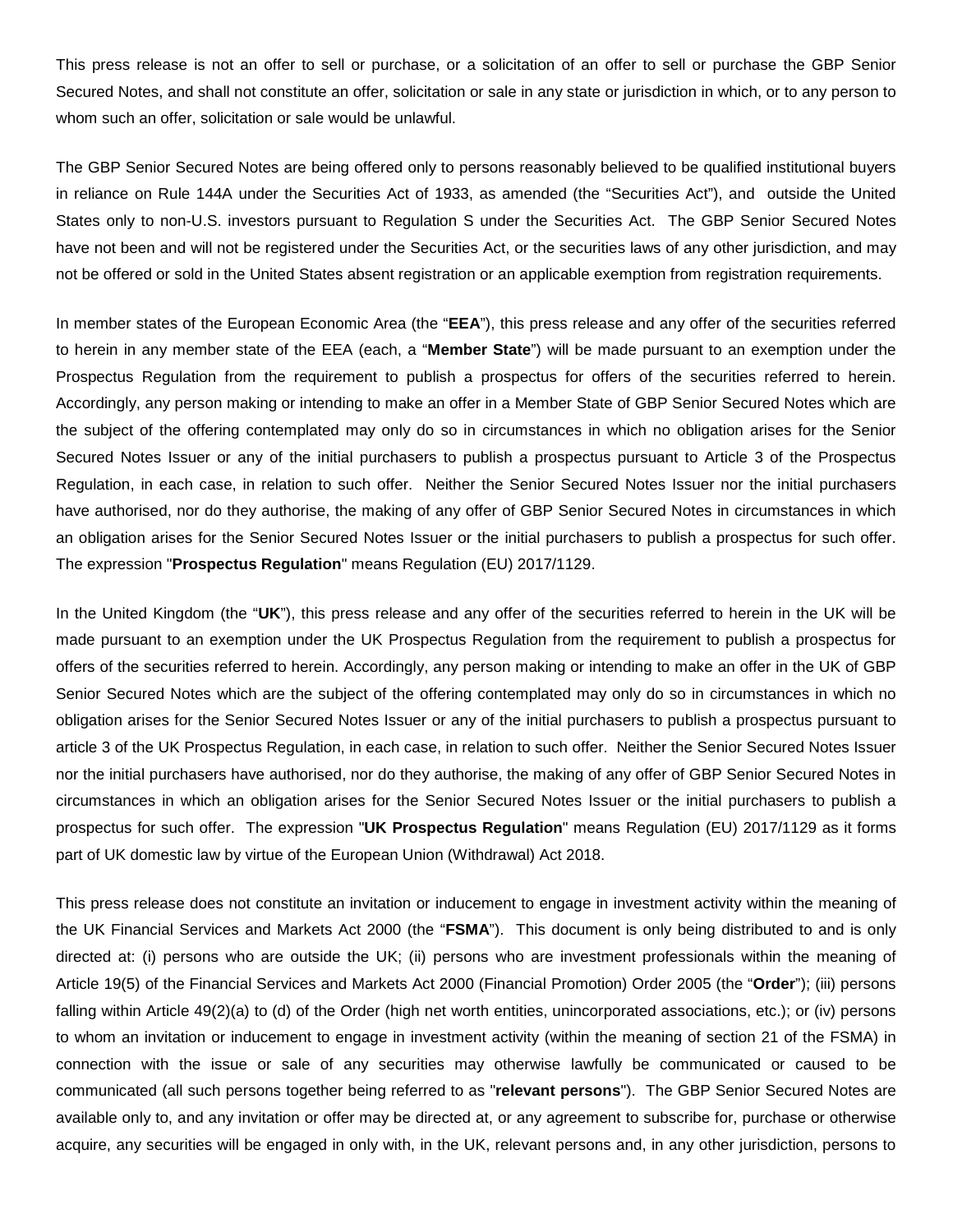This press release is not an offer to sell or purchase, or a solicitation of an offer to sell or purchase the GBP Senior Secured Notes, and shall not constitute an offer, solicitation or sale in any state or jurisdiction in which, or to any person to whom such an offer, solicitation or sale would be unlawful.

The GBP Senior Secured Notes are being offered only to persons reasonably believed to be qualified institutional buyers in reliance on Rule 144A under the Securities Act of 1933, as amended (the "Securities Act"), and outside the United States only to non-U.S. investors pursuant to Regulation S under the Securities Act. The GBP Senior Secured Notes have not been and will not be registered under the Securities Act, or the securities laws of any other jurisdiction, and may not be offered or sold in the United States absent registration or an applicable exemption from registration requirements.

In member states of the European Economic Area (the "**EEA**"), this press release and any offer of the securities referred to herein in any member state of the EEA (each, a "**Member State**") will be made pursuant to an exemption under the Prospectus Regulation from the requirement to publish a prospectus for offers of the securities referred to herein. Accordingly, any person making or intending to make an offer in a Member State of GBP Senior Secured Notes which are the subject of the offering contemplated may only do so in circumstances in which no obligation arises for the Senior Secured Notes Issuer or any of the initial purchasers to publish a prospectus pursuant to Article 3 of the Prospectus Regulation, in each case, in relation to such offer. Neither the Senior Secured Notes Issuer nor the initial purchasers have authorised, nor do they authorise, the making of any offer of GBP Senior Secured Notes in circumstances in which an obligation arises for the Senior Secured Notes Issuer or the initial purchasers to publish a prospectus for such offer. The expression "**Prospectus Regulation**" means Regulation (EU) 2017/1129.

In the United Kingdom (the "**UK**"), this press release and any offer of the securities referred to herein in the UK will be made pursuant to an exemption under the UK Prospectus Regulation from the requirement to publish a prospectus for offers of the securities referred to herein. Accordingly, any person making or intending to make an offer in the UK of GBP Senior Secured Notes which are the subject of the offering contemplated may only do so in circumstances in which no obligation arises for the Senior Secured Notes Issuer or any of the initial purchasers to publish a prospectus pursuant to article 3 of the UK Prospectus Regulation, in each case, in relation to such offer. Neither the Senior Secured Notes Issuer nor the initial purchasers have authorised, nor do they authorise, the making of any offer of GBP Senior Secured Notes in circumstances in which an obligation arises for the Senior Secured Notes Issuer or the initial purchasers to publish a prospectus for such offer. The expression "**UK Prospectus Regulation**" means Regulation (EU) 2017/1129 as it forms part of UK domestic law by virtue of the European Union (Withdrawal) Act 2018.

This press release does not constitute an invitation or inducement to engage in investment activity within the meaning of the UK Financial Services and Markets Act 2000 (the "**FSMA**"). This document is only being distributed to and is only directed at: (i) persons who are outside the UK; (ii) persons who are investment professionals within the meaning of Article 19(5) of the Financial Services and Markets Act 2000 (Financial Promotion) Order 2005 (the "**Order**"); (iii) persons falling within Article 49(2)(a) to (d) of the Order (high net worth entities, unincorporated associations, etc.); or (iv) persons to whom an invitation or inducement to engage in investment activity (within the meaning of section 21 of the FSMA) in connection with the issue or sale of any securities may otherwise lawfully be communicated or caused to be communicated (all such persons together being referred to as "**relevant persons**"). The GBP Senior Secured Notes are available only to, and any invitation or offer may be directed at, or any agreement to subscribe for, purchase or otherwise acquire, any securities will be engaged in only with, in the UK, relevant persons and, in any other jurisdiction, persons to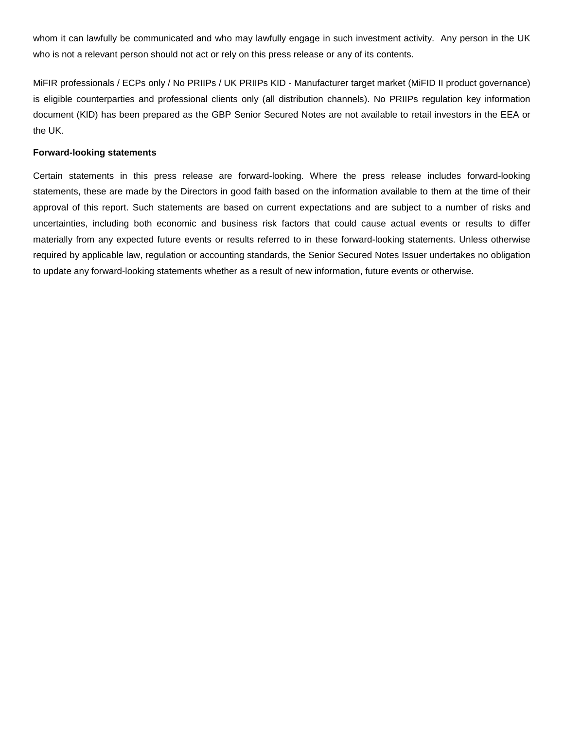whom it can lawfully be communicated and who may lawfully engage in such investment activity. Any person in the UK who is not a relevant person should not act or rely on this press release or any of its contents.

MiFIR professionals / ECPs only / No PRIIPs / UK PRIIPs KID - Manufacturer target market (MiFID II product governance) is eligible counterparties and professional clients only (all distribution channels). No PRIIPs regulation key information document (KID) has been prepared as the GBP Senior Secured Notes are not available to retail investors in the EEA or the UK.

**Forward-looking statements**

Certain statements in this press release are forward-looking. Where the press release includes forward-looking statements, these are made by the Directors in good faith based on the information available to them at the time of their approval of this report. Such statements are based on current expectations and are subject to a number of risks and uncertainties, including both economic and business risk factors that could cause actual events or results to differ materially from any expected future events or results referred to in these forward-looking statements. Unless otherwise required by applicable law, regulation or accounting standards, the Senior Secured Notes Issuer undertakes no obligation to update any forward-looking statements whether as a result of new information, future events or otherwise.